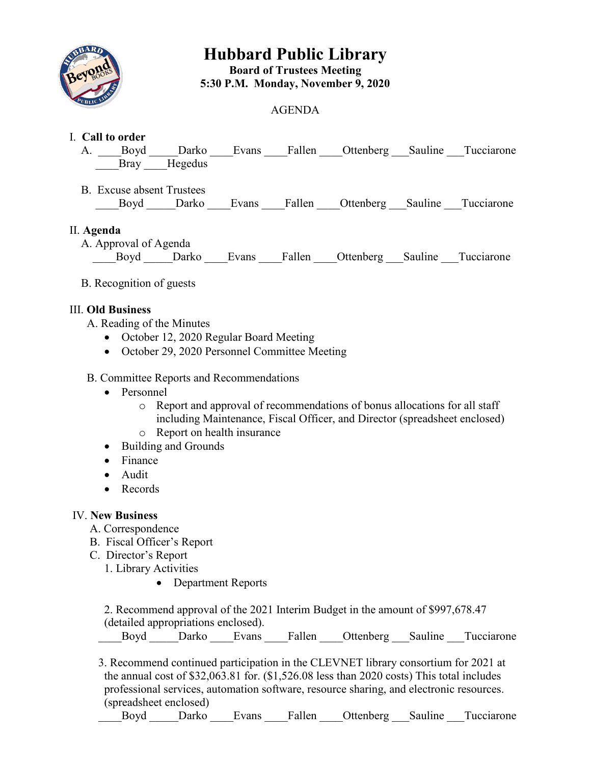# Hubbard Public Library

**Board of Trustees Meeting**
**5:30 P.M. Monday, November 9, 2020**

AGENDA

I. **Call to order**

A. ____Boyd _____Darko ____Evans ____Fallen ____Ottenberg ___Sauline ___Tucciarone ____Bray ____Hegedus

B. Excuse absent Trustees
____Boyd _____Darko ____Evans ____Fallen ____Ottenberg ___Sauline ___Tucciarone

II. **Agenda**

A. Approval of Agenda
____Boyd _____Darko ____Evans ____Fallen ____Ottenberg ___Sauline ___Tucciarone

B. Recognition of guests

III. **Old Business**

A. Reading of the Minutes
- October 12, 2020 Regular Board Meeting
- October 29, 2020 Personnel Committee Meeting

B. Committee Reports and Recommendations
- Personnel
  - Report and approval of recommendations of bonus allocations for all staff including Maintenance, Fiscal Officer, and Director (spreadsheet enclosed)
  - Report on health insurance
- Building and Grounds
- Finance
- Audit
- Records

IV. **New Business**

A. Correspondence

B. Fiscal Officer's Report

C. Director's Report

1. Library Activities
   - Department Reports

2. Recommend approval of the 2021 Interim Budget in the amount of $997,678.47 (detailed appropriations enclosed).
____Boyd _____Darko ____Evans ____Fallen ____Ottenberg ___Sauline ___Tucciarone

3. Recommend continued participation in the CLEVNET library consortium for 2021 at the annual cost of $32,063.81 for. ($1,526.08 less than 2020 costs) This total includes professional services, automation software, resource sharing, and electronic resources. (spreadsheet enclosed)
____Boyd _____Darko ____Evans ____Fallen ____Ottenberg ___Sauline ___Tucciarone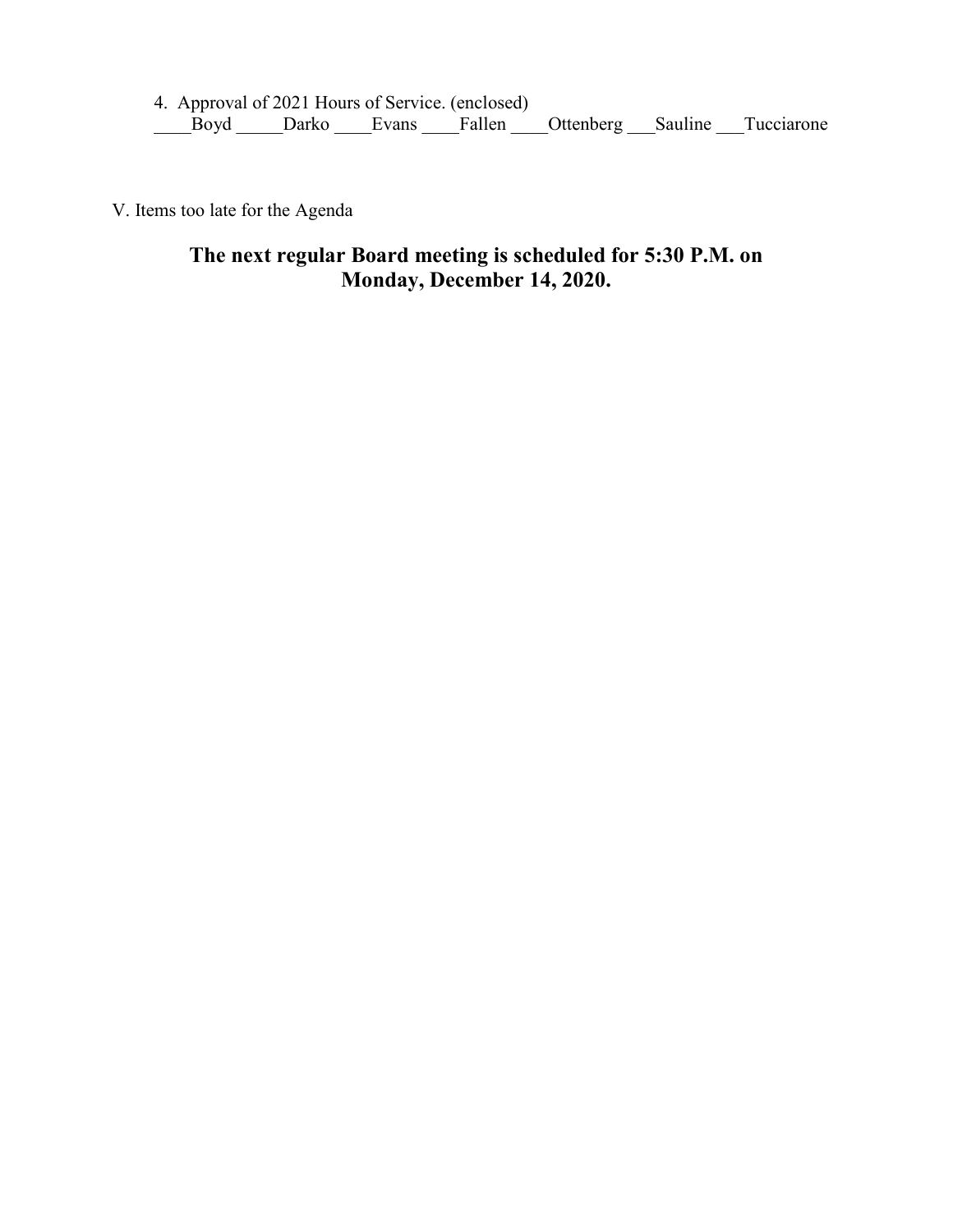4. Approval of 2021 Hours of Service. (enclosed)
____Boyd _____Darko ____Evans ____Fallen ____Ottenberg ___Sauline ___Tucciarone

V. Items too late for the Agenda

**The next regular Board meeting is scheduled for 5:30 P.M. on Monday, December 14, 2020.**